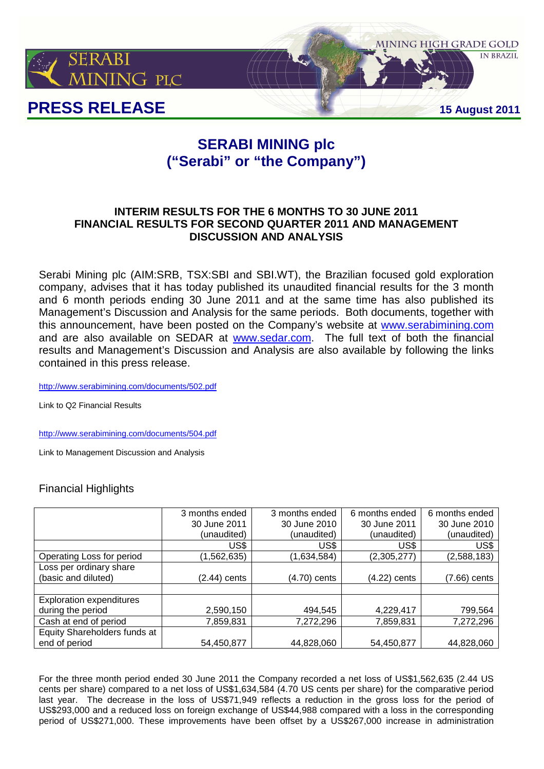SERABI MINING PLC

MINING HIGH GRADE GOLD IN BRAZIL

# PRESS RELEASE

15 August 2011

# SERABI MINING plc ("Serabi" or "the Company")

## INTERIM RESULTS FOR THE 6 MONTHS TO 30 JUNE 2011 FINANCIAL RESULTS FOR SECOND QUARTER 2011 AND MANAGEMENT DISCUSSION AND ANALYSIS

Serabi Mining plc (AIM:SRB, TSX:SBI and SBI.WT), the Brazilian focused gold exploration company, advises that it has today published its unaudited financial results for the 3 month and 6 month periods ending 30 June 2011 and at the same time has also published its Management's Discussion and Analysis for the same periods. Both documents, together with this announcement, have been posted on the Company's website at www.serabimining.com and are also available on SEDAR at www.sedar.com. The full text of both the financial results and Management's Discussion and Analysis are also available by following the links contained in this press release.

http://www.serabimining.com/documents/502.pdf

Link to Q2 Financial Results

http://www.serabimining.com/documents/504.pdf

Link to Management Discussion and Analysis

## Financial Highlights

| | 3 months ended 30 June 2011 (unaudited) | 3 months ended 30 June 2010 (unaudited) | 6 months ended 30 June 2011 (unaudited) | 6 months ended 30 June 2010 (unaudited) |
|---|---|---|---|---|
| | US$ | US$ | US$ | US$ |
| Operating Loss for period | (1,562,635) | (1,634,584) | (2,305,277) | (2,588,183) |
| Loss per ordinary share (basic and diluted) | (2.44) cents | (4.70) cents | (4.22) cents | (7.66) cents |
| | | | | |
| Exploration expenditures during the period | 2,590,150 | 494,545 | 4,229,417 | 799,564 |
| Cash at end of period | 7,859,831 | 7,272,296 | 7,859,831 | 7,272,296 |
| Equity Shareholders funds at end of period | 54,450,877 | 44,828,060 | 54,450,877 | 44,828,060 |

For the three month period ended 30 June 2011 the Company recorded a net loss of US$1,562,635 (2.44 US cents per share) compared to a net loss of US$1,634,584 (4.70 US cents per share) for the comparative period last year. The decrease in the loss of US$71,949 reflects a reduction in the gross loss for the period of US$293,000 and a reduced loss on foreign exchange of US$44,988 compared with a loss in the corresponding period of US$271,000. These improvements have been offset by a US$267,000 increase in administration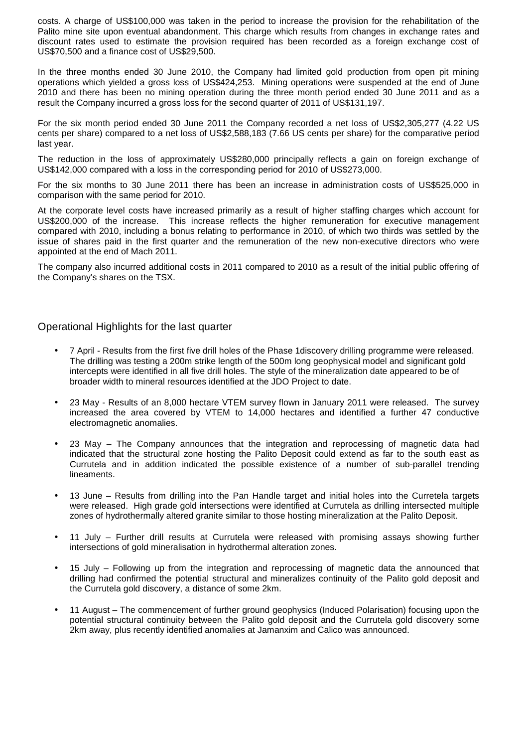costs. A charge of US$100,000 was taken in the period to increase the provision for the rehabilitation of the Palito mine site upon eventual abandonment. This charge which results from changes in exchange rates and discount rates used to estimate the provision required has been recorded as a foreign exchange cost of US$70,500 and a finance cost of US$29,500.

In the three months ended 30 June 2010, the Company had limited gold production from open pit mining operations which yielded a gross loss of US$424,253. Mining operations were suspended at the end of June 2010 and there has been no mining operation during the three month period ended 30 June 2011 and as a result the Company incurred a gross loss for the second quarter of 2011 of US$131,197.

For the six month period ended 30 June 2011 the Company recorded a net loss of US$2,305,277 (4.22 US cents per share) compared to a net loss of US$2,588,183 (7.66 US cents per share) for the comparative period last year.

The reduction in the loss of approximately US$280,000 principally reflects a gain on foreign exchange of US$142,000 compared with a loss in the corresponding period for 2010 of US$273,000.

For the six months to 30 June 2011 there has been an increase in administration costs of US$525,000 in comparison with the same period for 2010.

At the corporate level costs have increased primarily as a result of higher staffing charges which account for US$200,000 of the increase. This increase reflects the higher remuneration for executive management compared with 2010, including a bonus relating to performance in 2010, of which two thirds was settled by the issue of shares paid in the first quarter and the remuneration of the new non-executive directors who were appointed at the end of Mach 2011.

The company also incurred additional costs in 2011 compared to 2010 as a result of the initial public offering of the Company's shares on the TSX.

## Operational Highlights for the last quarter

- 7 April - Results from the first five drill holes of the Phase 1discovery drilling programme were released. The drilling was testing a 200m strike length of the 500m long geophysical model and significant gold intercepts were identified in all five drill holes. The style of the mineralization date appeared to be of broader width to mineral resources identified at the JDO Project to date.
- 23 May - Results of an 8,000 hectare VTEM survey flown in January 2011 were released. The survey increased the area covered by VTEM to 14,000 hectares and identified a further 47 conductive electromagnetic anomalies.
- 23 May – The Company announces that the integration and reprocessing of magnetic data had indicated that the structural zone hosting the Palito Deposit could extend as far to the south east as Currutela and in addition indicated the possible existence of a number of sub-parallel trending lineaments.
- 13 June – Results from drilling into the Pan Handle target and initial holes into the Curretela targets were released. High grade gold intersections were identified at Currutela as drilling intersected multiple zones of hydrothermally altered granite similar to those hosting mineralization at the Palito Deposit.
- 11 July – Further drill results at Currutela were released with promising assays showing further intersections of gold mineralisation in hydrothermal alteration zones.
- 15 July – Following up from the integration and reprocessing of magnetic data the announced that drilling had confirmed the potential structural and mineralizes continuity of the Palito gold deposit and the Currutela gold discovery, a distance of some 2km.
- 11 August – The commencement of further ground geophysics (Induced Polarisation) focusing upon the potential structural continuity between the Palito gold deposit and the Currutela gold discovery some 2km away, plus recently identified anomalies at Jamanxim and Calico was announced.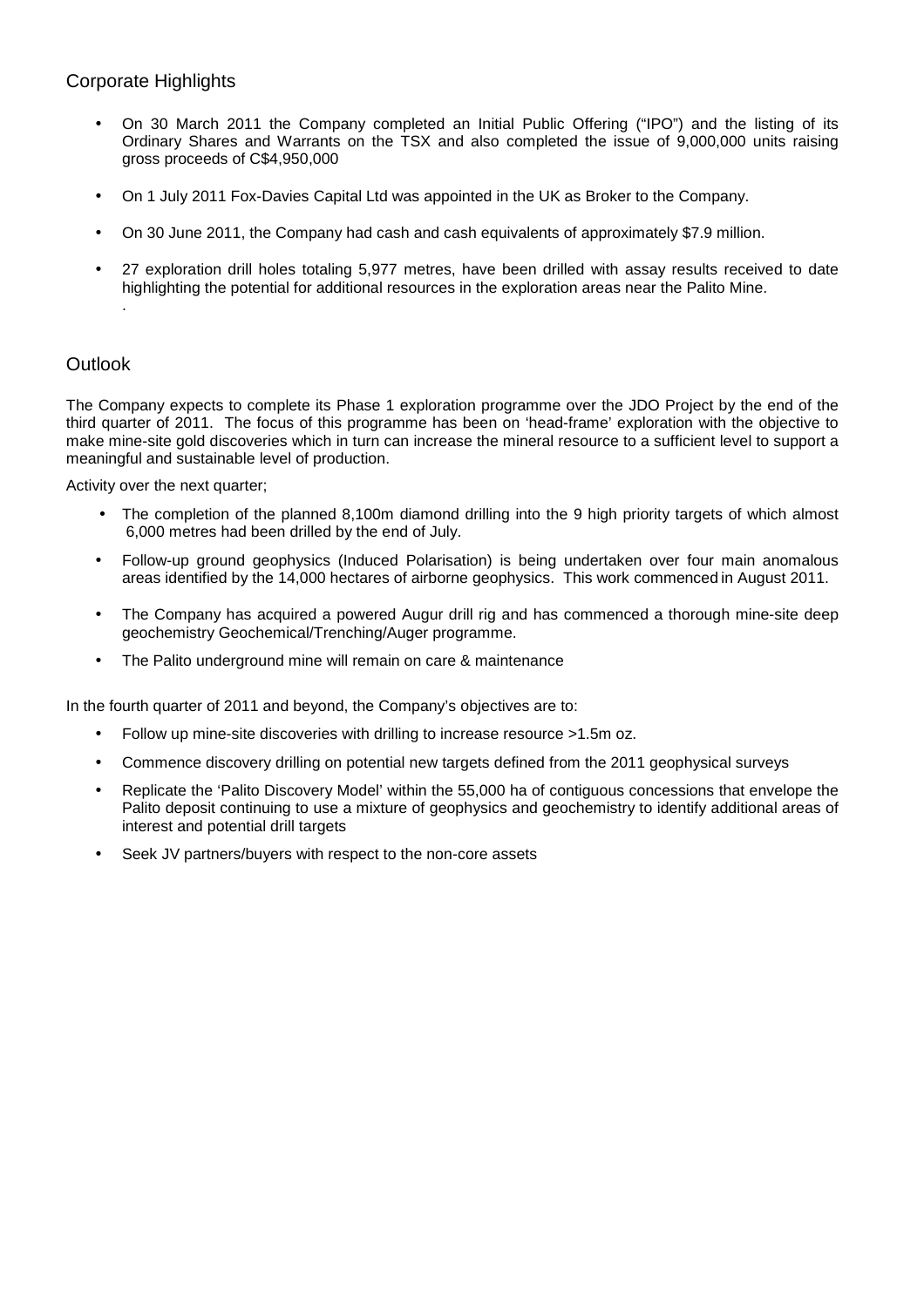## Corporate Highlights

- On 30 March 2011 the Company completed an Initial Public Offering ("IPO") and the listing of its Ordinary Shares and Warrants on the TSX and also completed the issue of 9,000,000 units raising gross proceeds of C$4,950,000
- On 1 July 2011 Fox-Davies Capital Ltd was appointed in the UK as Broker to the Company.
- On 30 June 2011, the Company had cash and cash equivalents of approximately $7.9 million.
- 27 exploration drill holes totaling 5,977 metres, have been drilled with assay results received to date highlighting the potential for additional resources in the exploration areas near the Palito Mine.
  .

## Outlook

The Company expects to complete its Phase 1 exploration programme over the JDO Project by the end of the third quarter of 2011. The focus of this programme has been on 'head-frame' exploration with the objective to make mine-site gold discoveries which in turn can increase the mineral resource to a sufficient level to support a meaningful and sustainable level of production.

Activity over the next quarter;

- The completion of the planned 8,100m diamond drilling into the 9 high priority targets of which almost 6,000 metres had been drilled by the end of July.
- Follow-up ground geophysics (Induced Polarisation) is being undertaken over four main anomalous areas identified by the 14,000 hectares of airborne geophysics. This work commenced in August 2011.
- The Company has acquired a powered Augur drill rig and has commenced a thorough mine-site deep geochemistry Geochemical/Trenching/Auger programme.
- The Palito underground mine will remain on care & maintenance

In the fourth quarter of 2011 and beyond, the Company's objectives are to:

- Follow up mine-site discoveries with drilling to increase resource >1.5m oz.
- Commence discovery drilling on potential new targets defined from the 2011 geophysical surveys
- Replicate the 'Palito Discovery Model' within the 55,000 ha of contiguous concessions that envelope the Palito deposit continuing to use a mixture of geophysics and geochemistry to identify additional areas of interest and potential drill targets
- Seek JV partners/buyers with respect to the non-core assets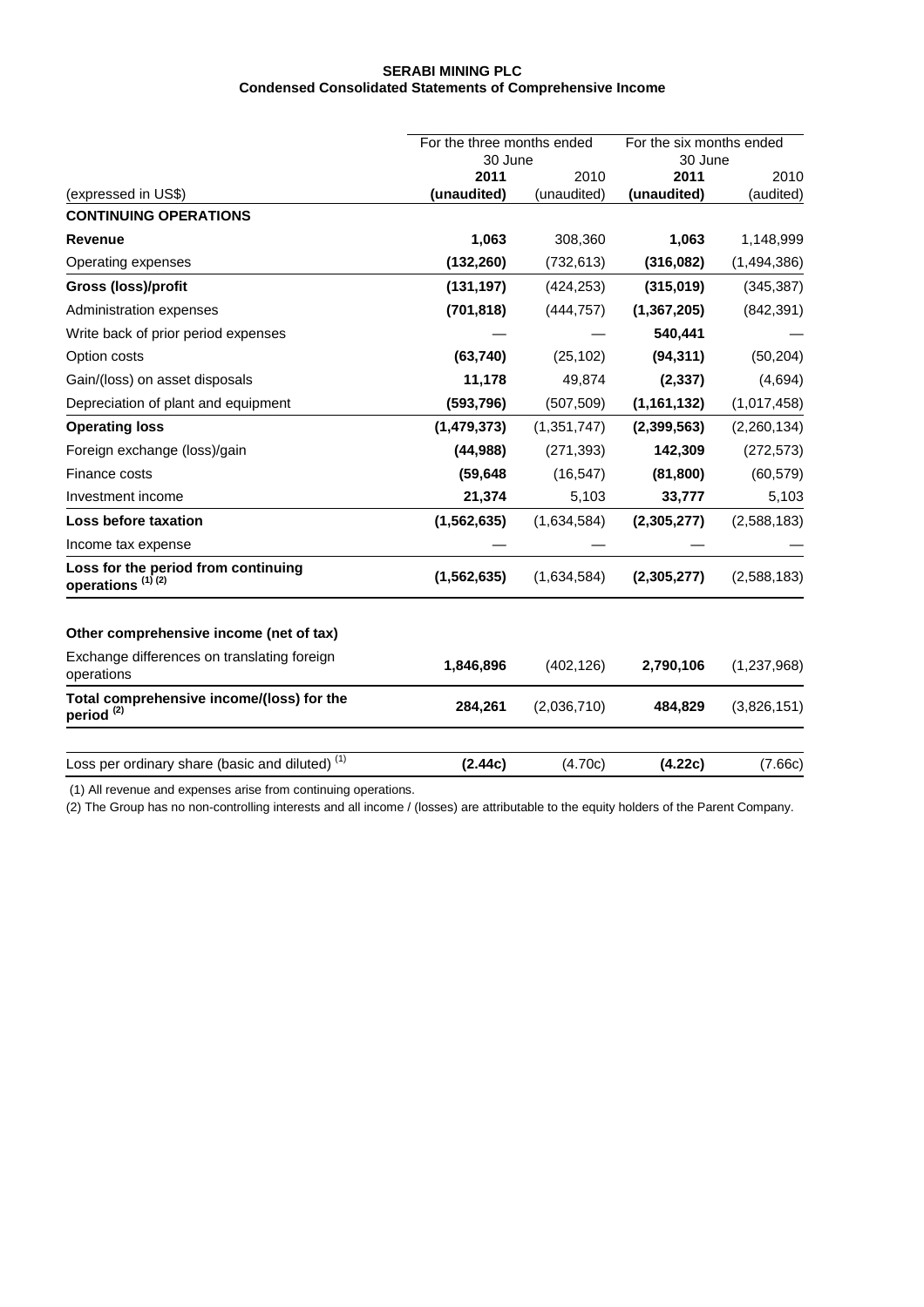**SERABI MINING PLC**
**Condensed Consolidated Statements of Comprehensive Income**

| | For the three months ended 30 June | | For the six months ended 30 June | |
|---|---|---|---|---|
| | **2011** | 2010 | **2011** | 2010 |
| (expressed in US$) | **(unaudited)** | (unaudited) | **(unaudited)** | (audited) |
| **CONTINUING OPERATIONS** | | | | |
| **Revenue** | **1,063** | 308,360 | **1,063** | 1,148,999 |
| Operating expenses | **(132,260)** | (732,613) | **(316,082)** | (1,494,386) |
| **Gross (loss)/profit** | **(131,197)** | (424,253) | **(315,019)** | (345,387) |
| Administration expenses | **(701,818)** | (444,757) | **(1,367,205)** | (842,391) |
| Write back of prior period expenses | — | — | **540,441** | — |
| Option costs | **(63,740)** | (25,102) | **(94,311)** | (50,204) |
| Gain/(loss) on asset disposals | **11,178** | 49,874 | **(2,337)** | (4,694) |
| Depreciation of plant and equipment | **(593,796)** | (507,509) | **(1,161,132)** | (1,017,458) |
| **Operating loss** | **(1,479,373)** | (1,351,747) | **(2,399,563)** | (2,260,134) |
| Foreign exchange (loss)/gain | **(44,988)** | (271,393) | **142,309** | (272,573) |
| Finance costs | **(59,648** | (16,547) | **(81,800)** | (60,579) |
| Investment income | **21,374** | 5,103 | **33,777** | 5,103 |
| **Loss before taxation** | **(1,562,635)** | (1,634,584) | **(2,305,277)** | (2,588,183) |
| Income tax expense | — | — | — | — |
| **Loss for the period from continuing operations (1) (2)** | **(1,562,635)** | (1,634,584) | **(2,305,277)** | (2,588,183) |
| | | | | |
| **Other comprehensive income (net of tax)** | | | | |
| Exchange differences on translating foreign operations | **1,846,896** | (402,126) | **2,790,106** | (1,237,968) |
| **Total comprehensive income/(loss) for the period (2)** | **284,261** | (2,036,710) | **484,829** | (3,826,151) |
| | | | | |
| Loss per ordinary share (basic and diluted) (1) | **(2.44c)** | (4.70c) | **(4.22c)** | (7.66c) |

(1) All revenue and expenses arise from continuing operations.

(2) The Group has no non-controlling interests and all income / (losses) are attributable to the equity holders of the Parent Company.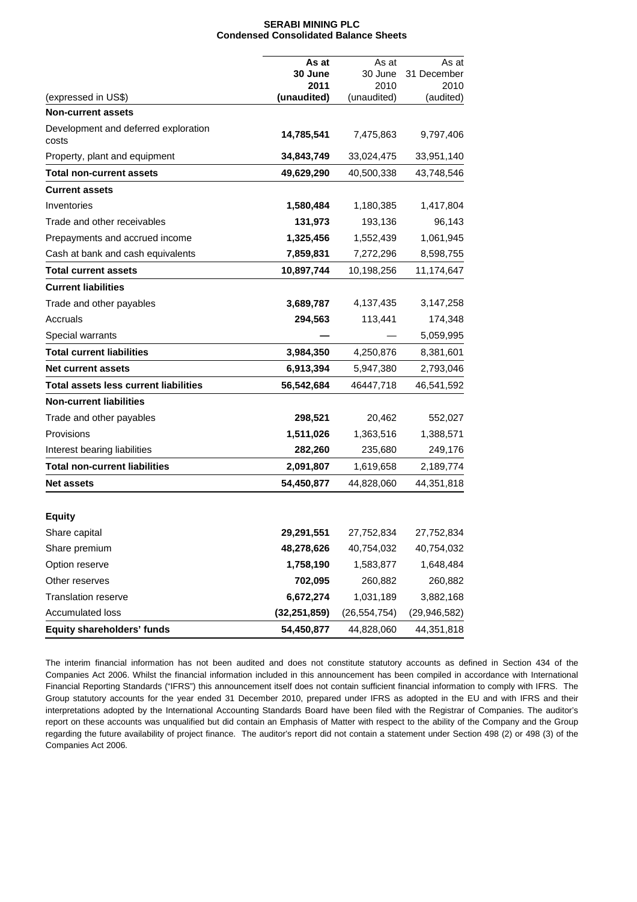# SERABI MINING PLC
## Condensed Consolidated Balance Sheets

| (expressed in US$) | **As at 30 June 2011 (unaudited)** | As at 30 June 2010 (unaudited) | As at 31 December 2010 (audited) |
|---|---|---|---|
| **Non-current assets** | | | |
| Development and deferred exploration costs | **14,785,541** | 7,475,863 | 9,797,406 |
| Property, plant and equipment | **34,843,749** | 33,024,475 | 33,951,140 |
| **Total non-current assets** | **49,629,290** | 40,500,338 | 43,748,546 |
| **Current assets** | | | |
| Inventories | **1,580,484** | 1,180,385 | 1,417,804 |
| Trade and other receivables | **131,973** | 193,136 | 96,143 |
| Prepayments and accrued income | **1,325,456** | 1,552,439 | 1,061,945 |
| Cash at bank and cash equivalents | **7,859,831** | 7,272,296 | 8,598,755 |
| **Total current assets** | **10,897,744** | 10,198,256 | 11,174,647 |
| **Current liabilities** | | | |
| Trade and other payables | **3,689,787** | 4,137,435 | 3,147,258 |
| Accruals | **294,563** | 113,441 | 174,348 |
| Special warrants | **—** | — | 5,059,995 |
| **Total current liabilities** | **3,984,350** | 4,250,876 | 8,381,601 |
| **Net current assets** | **6,913,394** | 5,947,380 | 2,793,046 |
| **Total assets less current liabilities** | **56,542,684** | 46447,718 | 46,541,592 |
| **Non-current liabilities** | | | |
| Trade and other payables | **298,521** | 20,462 | 552,027 |
| Provisions | **1,511,026** | 1,363,516 | 1,388,571 |
| Interest bearing liabilities | **282,260** | 235,680 | 249,176 |
| **Total non-current liabilities** | **2,091,807** | 1,619,658 | 2,189,774 |
| **Net assets** | **54,450,877** | 44,828,060 | 44,351,818 |
| | | | |
| **Equity** | | | |
| Share capital | **29,291,551** | 27,752,834 | 27,752,834 |
| Share premium | **48,278,626** | 40,754,032 | 40,754,032 |
| Option reserve | **1,758,190** | 1,583,877 | 1,648,484 |
| Other reserves | **702,095** | 260,882 | 260,882 |
| Translation reserve | **6,672,274** | 1,031,189 | 3,882,168 |
| Accumulated loss | **(32,251,859)** | (26,554,754) | (29,946,582) |
| **Equity shareholders' funds** | **54,450,877** | 44,828,060 | 44,351,818 |

The interim financial information has not been audited and does not constitute statutory accounts as defined in Section 434 of the Companies Act 2006. Whilst the financial information included in this announcement has been compiled in accordance with International Financial Reporting Standards ("IFRS") this announcement itself does not contain sufficient financial information to comply with IFRS. The Group statutory accounts for the year ended 31 December 2010, prepared under IFRS as adopted in the EU and with IFRS and their interpretations adopted by the International Accounting Standards Board have been filed with the Registrar of Companies. The auditor's report on these accounts was unqualified but did contain an Emphasis of Matter with respect to the ability of the Company and the Group regarding the future availability of project finance. The auditor's report did not contain a statement under Section 498 (2) or 498 (3) of the Companies Act 2006.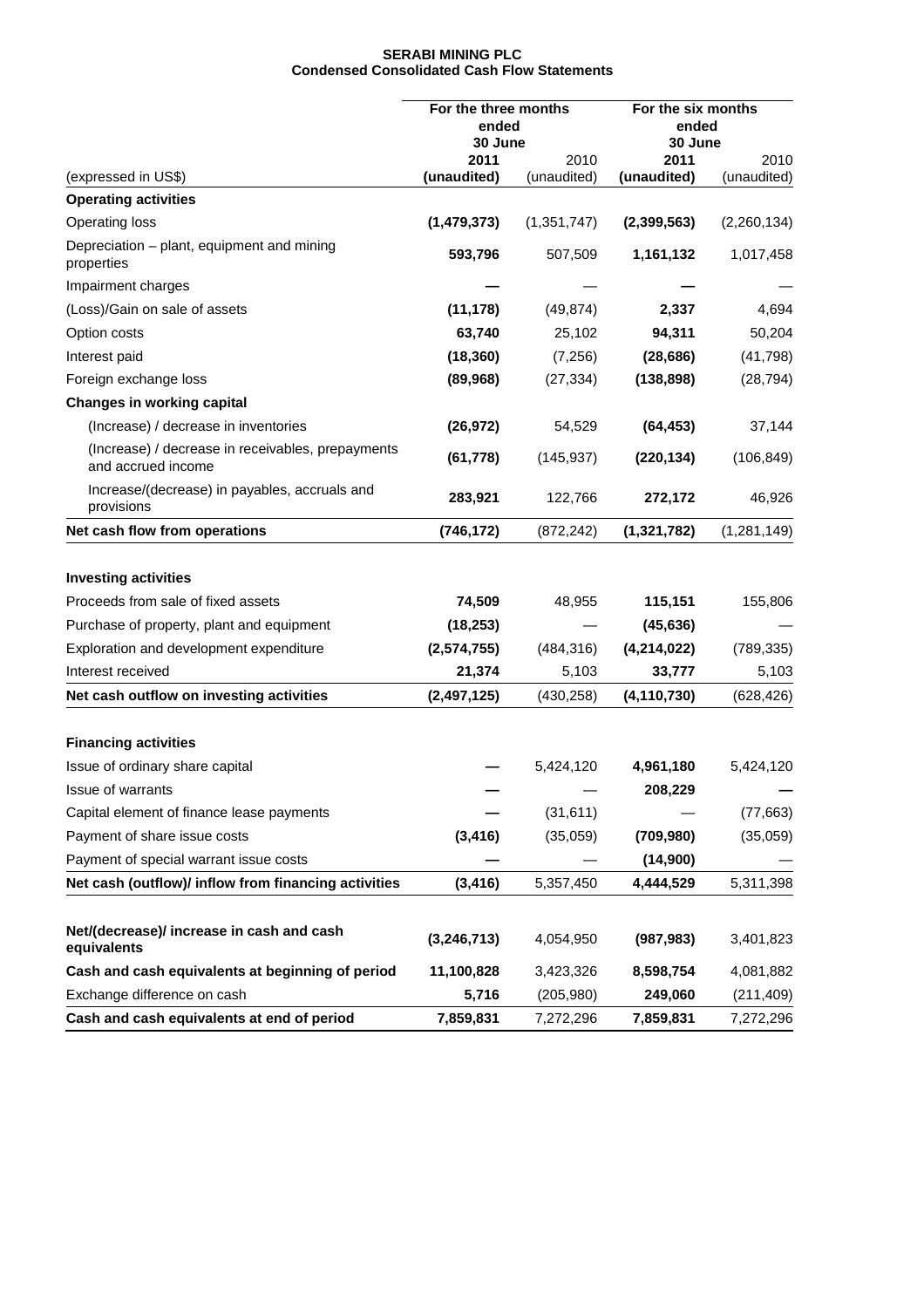**SERABI MINING PLC**
**Condensed Consolidated Cash Flow Statements**

| (expressed in US$) | For the three months ended 30 June 2011 (unaudited) | 2010 (unaudited) | For the six months ended 30 June 2011 (unaudited) | 2010 (unaudited) |
|---|---|---|---|---|
| **Operating activities** | | | | |
| Operating loss | **(1,479,373)** | (1,351,747) | **(2,399,563)** | (2,260,134) |
| Depreciation – plant, equipment and mining properties | **593,796** | 507,509 | **1,161,132** | 1,017,458 |
| Impairment charges | **—** | — | **—** | — |
| (Loss)/Gain on sale of assets | **(11,178)** | (49,874) | **2,337** | 4,694 |
| Option costs | **63,740** | 25,102 | **94,311** | 50,204 |
| Interest paid | **(18,360)** | (7,256) | **(28,686)** | (41,798) |
| Foreign exchange loss | **(89,968)** | (27,334) | **(138,898)** | (28,794) |
| **Changes in working capital** | | | | |
| (Increase) / decrease in inventories | **(26,972)** | 54,529 | **(64,453)** | 37,144 |
| (Increase) / decrease in receivables, prepayments and accrued income | **(61,778)** | (145,937) | **(220,134)** | (106,849) |
| Increase/(decrease) in payables, accruals and provisions | **283,921** | 122,766 | **272,172** | 46,926 |
| **Net cash flow from operations** | **(746,172)** | (872,242) | **(1,321,782)** | (1,281,149) |
| | | | | |
| **Investing activities** | | | | |
| Proceeds from sale of fixed assets | **74,509** | 48,955 | **115,151** | 155,806 |
| Purchase of property, plant and equipment | **(18,253)** | — | **(45,636)** | — |
| Exploration and development expenditure | **(2,574,755)** | (484,316) | **(4,214,022)** | (789,335) |
| Interest received | **21,374** | 5,103 | **33,777** | 5,103 |
| **Net cash outflow on investing activities** | **(2,497,125)** | (430,258) | **(4,110,730)** | (628,426) |
| | | | | |
| **Financing activities** | | | | |
| Issue of ordinary share capital | **—** | 5,424,120 | **4,961,180** | 5,424,120 |
| Issue of warrants | **—** | — | **208,229** | **—** |
| Capital element of finance lease payments | **—** | (31,611) | — | (77,663) |
| Payment of share issue costs | **(3,416)** | (35,059) | **(709,980)** | (35,059) |
| Payment of special warrant issue costs | **—** | — | **(14,900)** | — |
| **Net cash (outflow)/ inflow from financing activities** | **(3,416)** | 5,357,450 | **4,444,529** | 5,311,398 |
| | | | | |
| **Net/(decrease)/ increase in cash and cash equivalents** | **(3,246,713)** | 4,054,950 | **(987,983)** | 3,401,823 |
| **Cash and cash equivalents at beginning of period** | **11,100,828** | 3,423,326 | **8,598,754** | 4,081,882 |
| Exchange difference on cash | **5,716** | (205,980) | **249,060** | (211,409) |
| **Cash and cash equivalents at end of period** | **7,859,831** | 7,272,296 | **7,859,831** | 7,272,296 |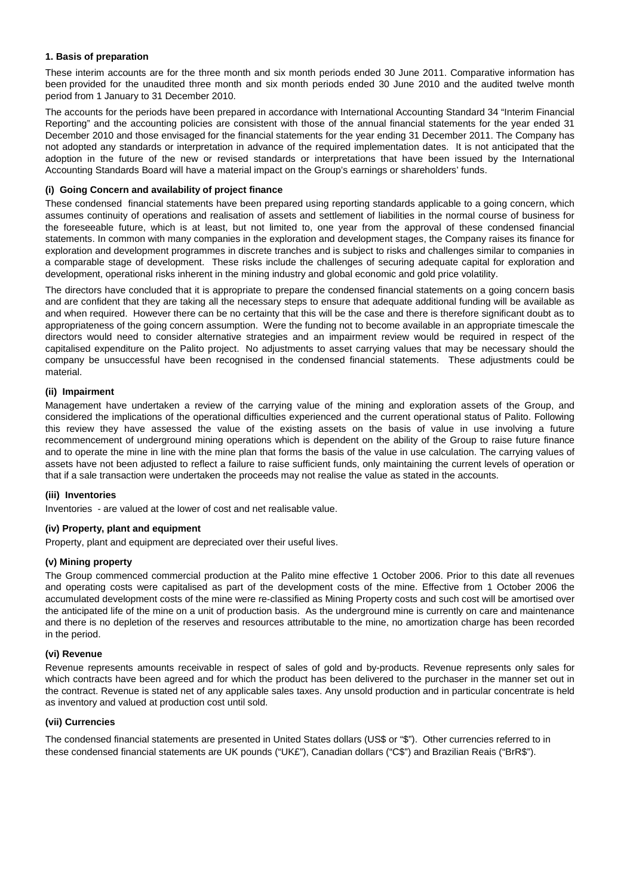### 1. Basis of preparation

These interim accounts are for the three month and six month periods ended 30 June 2011. Comparative information has been provided for the unaudited three month and six month periods ended 30 June 2010 and the audited twelve month period from 1 January to 31 December 2010.

The accounts for the periods have been prepared in accordance with International Accounting Standard 34 "Interim Financial Reporting" and the accounting policies are consistent with those of the annual financial statements for the year ended 31 December 2010 and those envisaged for the financial statements for the year ending 31 December 2011. The Company has not adopted any standards or interpretation in advance of the required implementation dates. It is not anticipated that the adoption in the future of the new or revised standards or interpretations that have been issued by the International Accounting Standards Board will have a material impact on the Group's earnings or shareholders' funds.

#### (i) Going Concern and availability of project finance

These condensed financial statements have been prepared using reporting standards applicable to a going concern, which assumes continuity of operations and realisation of assets and settlement of liabilities in the normal course of business for the foreseeable future, which is at least, but not limited to, one year from the approval of these condensed financial statements. In common with many companies in the exploration and development stages, the Company raises its finance for exploration and development programmes in discrete tranches and is subject to risks and challenges similar to companies in a comparable stage of development. These risks include the challenges of securing adequate capital for exploration and development, operational risks inherent in the mining industry and global economic and gold price volatility.

The directors have concluded that it is appropriate to prepare the condensed financial statements on a going concern basis and are confident that they are taking all the necessary steps to ensure that adequate additional funding will be available as and when required. However there can be no certainty that this will be the case and there is therefore significant doubt as to appropriateness of the going concern assumption. Were the funding not to become available in an appropriate timescale the directors would need to consider alternative strategies and an impairment review would be required in respect of the capitalised expenditure on the Palito project. No adjustments to asset carrying values that may be necessary should the company be unsuccessful have been recognised in the condensed financial statements. These adjustments could be material.

#### (ii) Impairment

Management have undertaken a review of the carrying value of the mining and exploration assets of the Group, and considered the implications of the operational difficulties experienced and the current operational status of Palito. Following this review they have assessed the value of the existing assets on the basis of value in use involving a future recommencement of underground mining operations which is dependent on the ability of the Group to raise future finance and to operate the mine in line with the mine plan that forms the basis of the value in use calculation. The carrying values of assets have not been adjusted to reflect a failure to raise sufficient funds, only maintaining the current levels of operation or that if a sale transaction were undertaken the proceeds may not realise the value as stated in the accounts.

#### (iii) Inventories

Inventories - are valued at the lower of cost and net realisable value.

#### (iv) Property, plant and equipment

Property, plant and equipment are depreciated over their useful lives.

#### (v) Mining property

The Group commenced commercial production at the Palito mine effective 1 October 2006. Prior to this date all revenues and operating costs were capitalised as part of the development costs of the mine. Effective from 1 October 2006 the accumulated development costs of the mine were re-classified as Mining Property costs and such cost will be amortised over the anticipated life of the mine on a unit of production basis. As the underground mine is currently on care and maintenance and there is no depletion of the reserves and resources attributable to the mine, no amortization charge has been recorded in the period.

#### (vi) Revenue

Revenue represents amounts receivable in respect of sales of gold and by-products. Revenue represents only sales for which contracts have been agreed and for which the product has been delivered to the purchaser in the manner set out in the contract. Revenue is stated net of any applicable sales taxes. Any unsold production and in particular concentrate is held as inventory and valued at production cost until sold.

#### (vii) Currencies

The condensed financial statements are presented in United States dollars (US$ or "$"). Other currencies referred to in these condensed financial statements are UK pounds ("UK£"), Canadian dollars ("C$") and Brazilian Reais ("BrR$").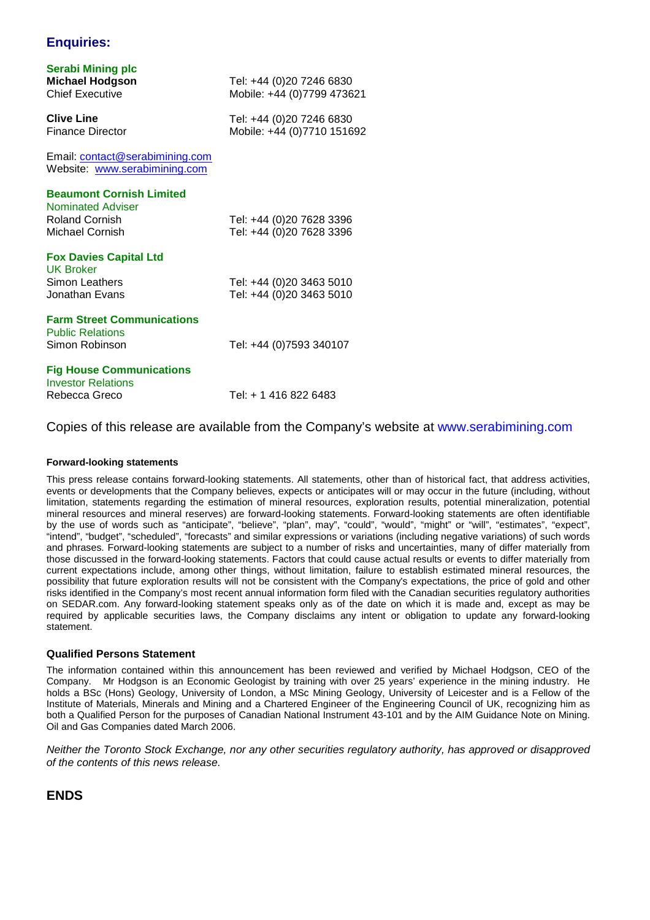## Enquiries:

**Serabi Mining plc**

| | |
|---|---|
| **Michael Hodgson** | Tel: +44 (0)20 7246 6830 |
| Chief Executive | Mobile: +44 (0)7799 473621 |
| | |
| **Clive Line** | Tel: +44 (0)20 7246 6830 |
| Finance Director | Mobile: +44 (0)7710 151692 |

Email: contact@serabimining.com
Website: www.serabimining.com

**Beaumont Cornish Limited**
Nominated Adviser

| | |
|---|---|
| Roland Cornish | Tel: +44 (0)20 7628 3396 |
| Michael Cornish | Tel: +44 (0)20 7628 3396 |

**Fox Davies Capital Ltd**
UK Broker

| | |
|---|---|
| Simon Leathers | Tel: +44 (0)20 3463 5010 |
| Jonathan Evans | Tel: +44 (0)20 3463 5010 |

**Farm Street Communications**
Public Relations

| | |
|---|---|
| Simon Robinson | Tel: +44 (0)7593 340107 |

**Fig House Communications**
Investor Relations

| | |
|---|---|
| Rebecca Greco | Tel: + 1 416 822 6483 |

Copies of this release are available from the Company's website at www.serabimining.com

#### Forward-looking statements

This press release contains forward-looking statements. All statements, other than of historical fact, that address activities, events or developments that the Company believes, expects or anticipates will or may occur in the future (including, without limitation, statements regarding the estimation of mineral resources, exploration results, potential mineralization, potential mineral resources and mineral reserves) are forward-looking statements. Forward-looking statements are often identifiable by the use of words such as "anticipate", "believe", "plan", may", "could", "would", "might" or "will", "estimates", "expect", "intend", "budget", "scheduled", "forecasts" and similar expressions or variations (including negative variations) of such words and phrases. Forward-looking statements are subject to a number of risks and uncertainties, many of differ materially from those discussed in the forward-looking statements. Factors that could cause actual results or events to differ materially from current expectations include, among other things, without limitation, failure to establish estimated mineral resources, the possibility that future exploration results will not be consistent with the Company's expectations, the price of gold and other risks identified in the Company's most recent annual information form filed with the Canadian securities regulatory authorities on SEDAR.com. Any forward-looking statement speaks only as of the date on which it is made and, except as may be required by applicable securities laws, the Company disclaims any intent or obligation to update any forward-looking statement.

#### Qualified Persons Statement

The information contained within this announcement has been reviewed and verified by Michael Hodgson, CEO of the Company. Mr Hodgson is an Economic Geologist by training with over 25 years' experience in the mining industry. He holds a BSc (Hons) Geology, University of London, a MSc Mining Geology, University of Leicester and is a Fellow of the Institute of Materials, Minerals and Mining and a Chartered Engineer of the Engineering Council of UK, recognizing him as both a Qualified Person for the purposes of Canadian National Instrument 43-101 and by the AIM Guidance Note on Mining. Oil and Gas Companies dated March 2006.

*Neither the Toronto Stock Exchange, nor any other securities regulatory authority, has approved or disapproved of the contents of this news release.*

## ENDS